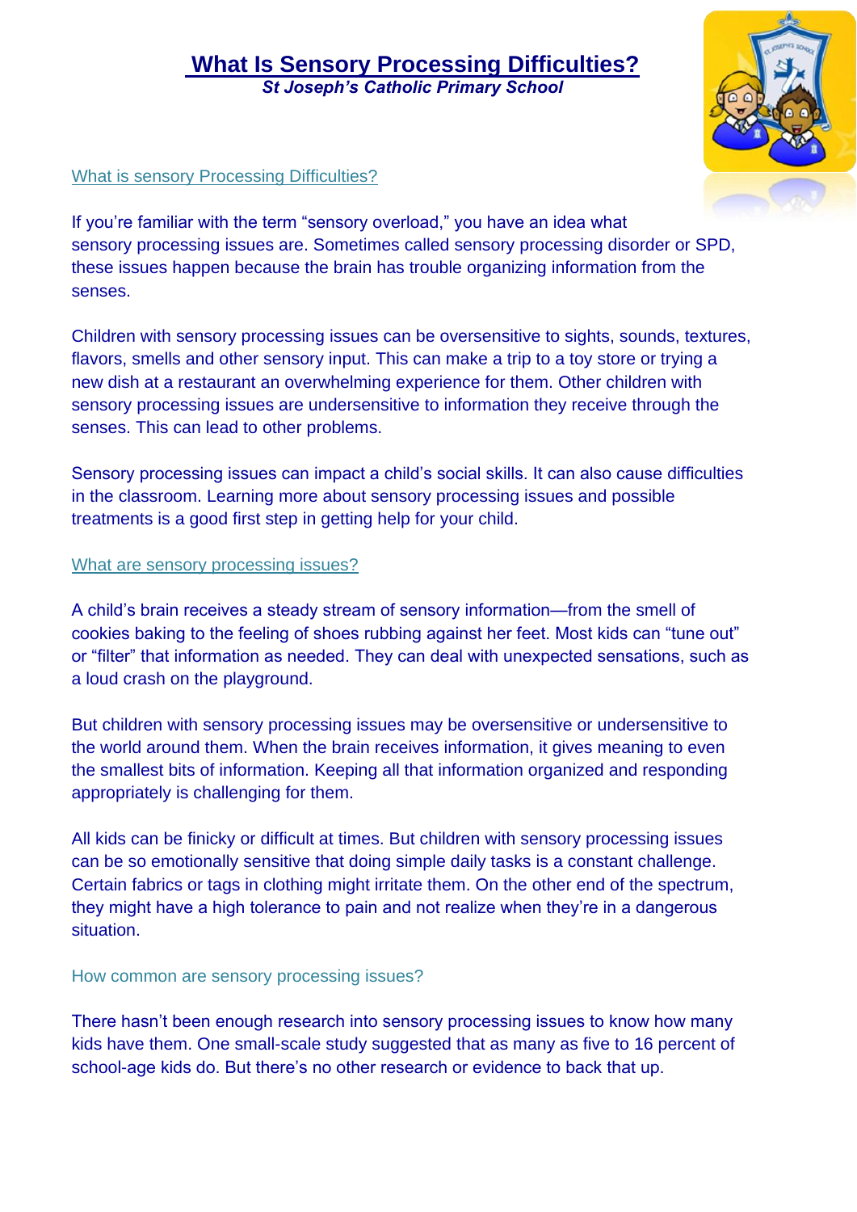# What Is Sensory Processing Difficulties?

***St Joseph's Catholic Primary School***

## What is sensory Processing Difficulties?

If you're familiar with the term "sensory overload," you have an idea what sensory processing issues are. Sometimes called sensory processing disorder or SPD, these issues happen because the brain has trouble organizing information from the senses.

Children with sensory processing issues can be oversensitive to sights, sounds, textures, flavors, smells and other sensory input. This can make a trip to a toy store or trying a new dish at a restaurant an overwhelming experience for them. Other children with sensory processing issues are undersensitive to information they receive through the senses. This can lead to other problems.

Sensory processing issues can impact a child's social skills. It can also cause difficulties in the classroom. Learning more about sensory processing issues and possible treatments is a good first step in getting help for your child.

## What are sensory processing issues?

A child's brain receives a steady stream of sensory information—from the smell of cookies baking to the feeling of shoes rubbing against her feet. Most kids can "tune out" or "filter" that information as needed. They can deal with unexpected sensations, such as a loud crash on the playground.

But children with sensory processing issues may be oversensitive or undersensitive to the world around them. When the brain receives information, it gives meaning to even the smallest bits of information. Keeping all that information organized and responding appropriately is challenging for them.

All kids can be finicky or difficult at times. But children with sensory processing issues can be so emotionally sensitive that doing simple daily tasks is a constant challenge. Certain fabrics or tags in clothing might irritate them. On the other end of the spectrum, they might have a high tolerance to pain and not realize when they're in a dangerous situation.

## How common are sensory processing issues?

There hasn't been enough research into sensory processing issues to know how many kids have them. One small-scale study suggested that as many as five to 16 percent of school-age kids do. But there's no other research or evidence to back that up.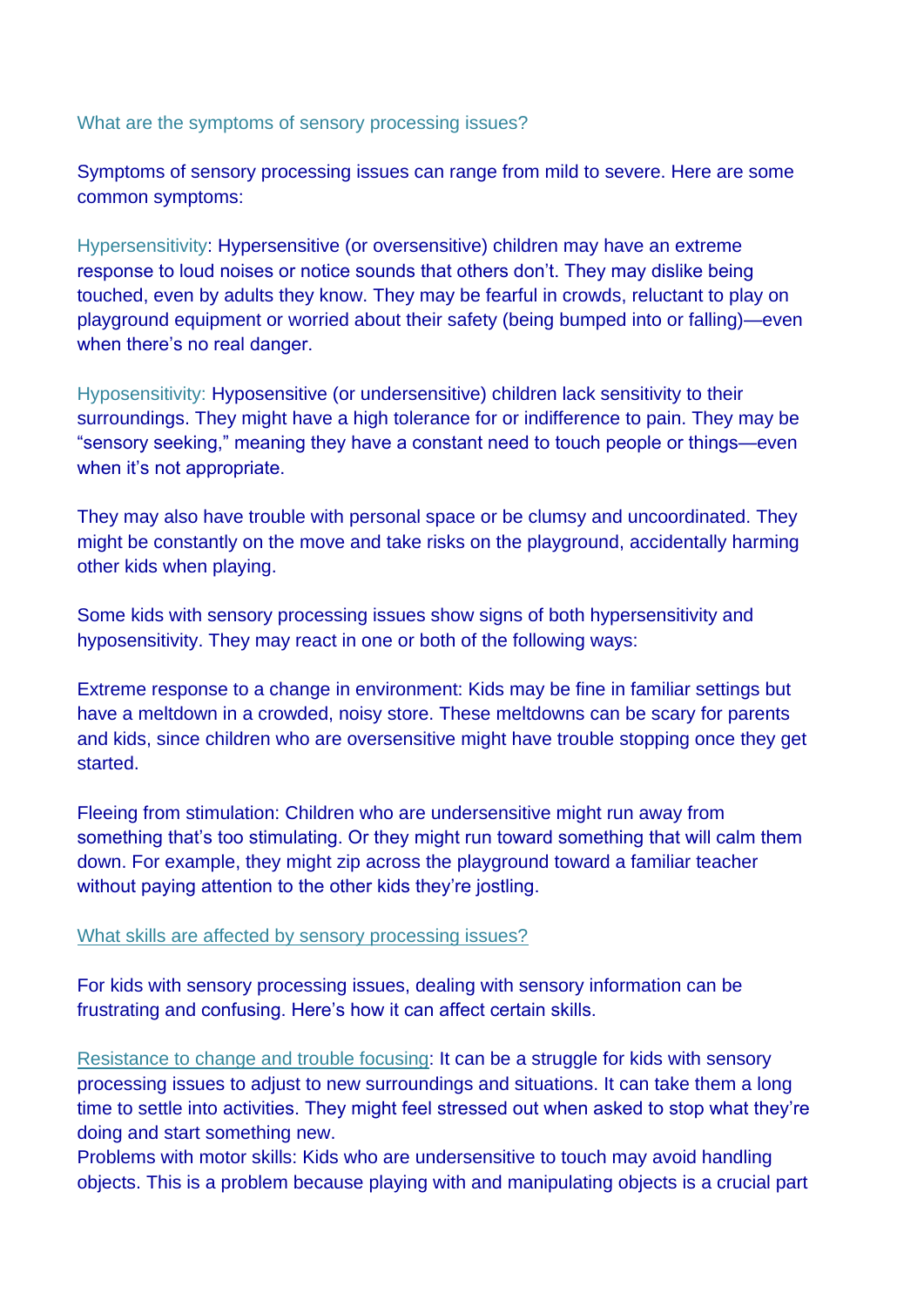## What are the symptoms of sensory processing issues?

Symptoms of sensory processing issues can range from mild to severe. Here are some common symptoms:

Hypersensitivity: Hypersensitive (or oversensitive) children may have an extreme response to loud noises or notice sounds that others don't. They may dislike being touched, even by adults they know. They may be fearful in crowds, reluctant to play on playground equipment or worried about their safety (being bumped into or falling)—even when there's no real danger.

Hyposensitivity: Hyposensitive (or undersensitive) children lack sensitivity to their surroundings. They might have a high tolerance for or indifference to pain. They may be "sensory seeking," meaning they have a constant need to touch people or things—even when it's not appropriate.

They may also have trouble with personal space or be clumsy and uncoordinated. They might be constantly on the move and take risks on the playground, accidentally harming other kids when playing.

Some kids with sensory processing issues show signs of both hypersensitivity and hyposensitivity. They may react in one or both of the following ways:

Extreme response to a change in environment: Kids may be fine in familiar settings but have a meltdown in a crowded, noisy store. These meltdowns can be scary for parents and kids, since children who are oversensitive might have trouble stopping once they get started.

Fleeing from stimulation: Children who are undersensitive might run away from something that's too stimulating. Or they might run toward something that will calm them down. For example, they might zip across the playground toward a familiar teacher without paying attention to the other kids they're jostling.

## What skills are affected by sensory processing issues?

For kids with sensory processing issues, dealing with sensory information can be frustrating and confusing. Here's how it can affect certain skills.

Resistance to change and trouble focusing: It can be a struggle for kids with sensory processing issues to adjust to new surroundings and situations. It can take them a long time to settle into activities. They might feel stressed out when asked to stop what they're doing and start something new.

Problems with motor skills: Kids who are undersensitive to touch may avoid handling objects. This is a problem because playing with and manipulating objects is a crucial part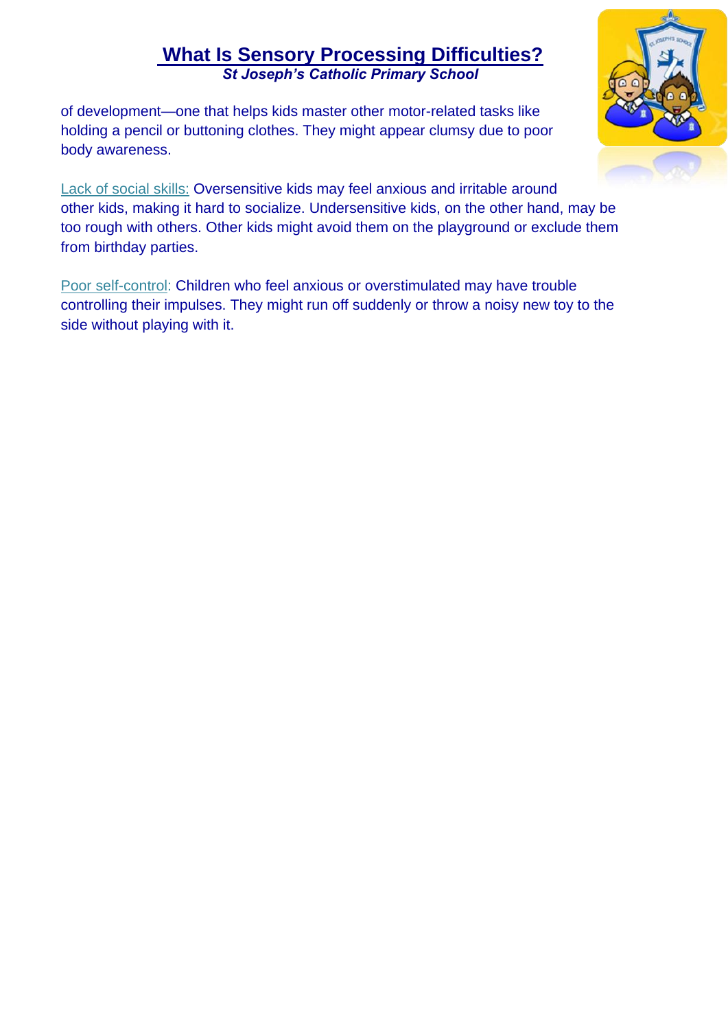of development—one that helps kids master other motor-related tasks like holding a pencil or buttoning clothes. They might appear clumsy due to poor body awareness.

Lack of social skills: Oversensitive kids may feel anxious and irritable around other kids, making it hard to socialize. Undersensitive kids, on the other hand, may be too rough with others. Other kids might avoid them on the playground or exclude them from birthday parties.

Poor self-control: Children who feel anxious or overstimulated may have trouble controlling their impulses. They might run off suddenly or throw a noisy new toy to the side without playing with it.